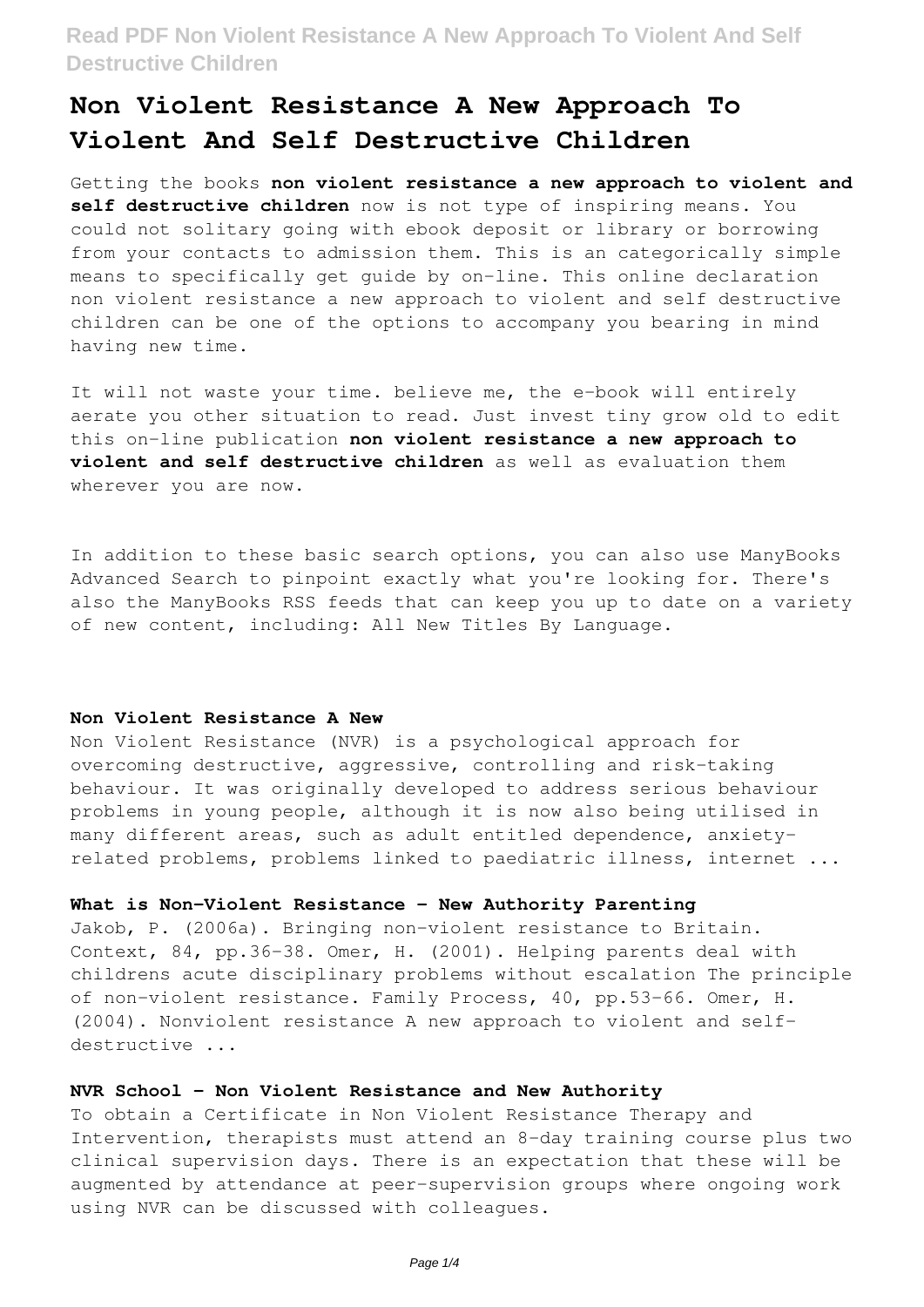# Non Violent Resistance A New Approach To Violent And Self Destructive Children

Getting the books **non violent resistance a new approach to violent and self destructive children** now is not type of inspiring means. You could not solitary going with ebook deposit or library or borrowing from your contacts to admission them. This is an categorically simple means to specifically get guide by on-line. This online declaration non violent resistance a new approach to violent and self destructive children can be one of the options to accompany you bearing in mind having new time.

It will not waste your time. believe me, the e-book will entirely aerate you other situation to read. Just invest tiny grow old to edit this on-line publication **non violent resistance a new approach to violent and self destructive children** as well as evaluation them wherever you are now.

In addition to these basic search options, you can also use ManyBooks Advanced Search to pinpoint exactly what you're looking for. There's also the ManyBooks RSS feeds that can keep you up to date on a variety of new content, including: All New Titles By Language.

### Non Violent Resistance A New

Non Violent Resistance (NVR) is a psychological approach for overcoming destructive, aggressive, controlling and risk-taking behaviour. It was originally developed to address serious behaviour problems in young people, although it is now also being utilised in many different areas, such as adult entitled dependence, anxiety-related problems, problems linked to paediatric illness, internet ...

### What is Non-Violent Resistance - New Authority Parenting

Jakob, P. (2006a). Bringing non-violent resistance to Britain. Context, 84, pp.36-38. Omer, H. (2001). Helping parents deal with childrens acute disciplinary problems without escalation The principle of non-violent resistance. Family Process, 40, pp.53-66. Omer, H. (2004). Nonviolent resistance A new approach to violent and self-destructive ...

### NVR School - Non Violent Resistance and New Authority

To obtain a Certificate in Non Violent Resistance Therapy and Intervention, therapists must attend an 8-day training course plus two clinical supervision days. There is an expectation that these will be augmented by attendance at peer-supervision groups where ongoing work using NVR can be discussed with colleagues.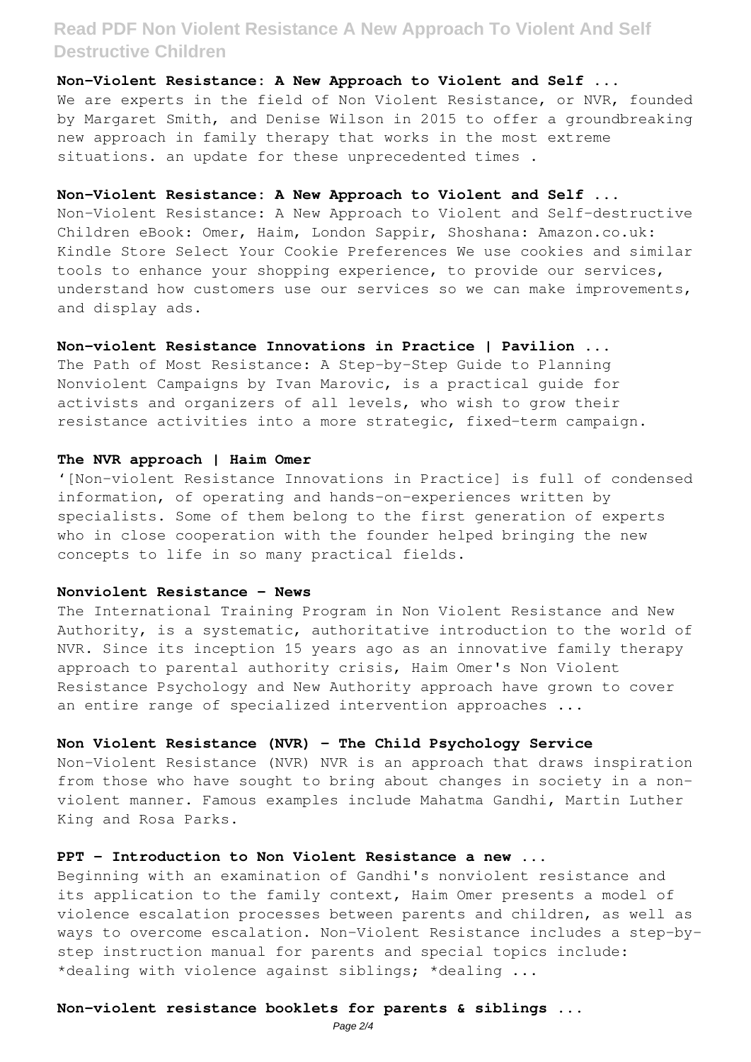**Non-Violent Resistance: A New Approach to Violent and Self ...**

We are experts in the field of Non Violent Resistance, or NVR, founded by Margaret Smith, and Denise Wilson in 2015 to offer a groundbreaking new approach in family therapy that works in the most extreme situations. an update for these unprecedented times .

**Non-Violent Resistance: A New Approach to Violent and Self ...**

Non-Violent Resistance: A New Approach to Violent and Self-destructive Children eBook: Omer, Haim, London Sappir, Shoshana: Amazon.co.uk: Kindle Store Select Your Cookie Preferences We use cookies and similar tools to enhance your shopping experience, to provide our services, understand how customers use our services so we can make improvements, and display ads.

**Non-violent Resistance Innovations in Practice | Pavilion ...**

The Path of Most Resistance: A Step-by-Step Guide to Planning Nonviolent Campaigns by Ivan Marovic, is a practical guide for activists and organizers of all levels, who wish to grow their resistance activities into a more strategic, fixed-term campaign.

**The NVR approach | Haim Omer**

'[Non-violent Resistance Innovations in Practice] is full of condensed information, of operating and hands-on-experiences written by specialists. Some of them belong to the first generation of experts who in close cooperation with the founder helped bringing the new concepts to life in so many practical fields.

**Nonviolent Resistance - News**

The International Training Program in Non Violent Resistance and New Authority, is a systematic, authoritative introduction to the world of NVR. Since its inception 15 years ago as an innovative family therapy approach to parental authority crisis, Haim Omer's Non Violent Resistance Psychology and New Authority approach have grown to cover an entire range of specialized intervention approaches ...

**Non Violent Resistance (NVR) - The Child Psychology Service**

Non-Violent Resistance (NVR) NVR is an approach that draws inspiration from those who have sought to bring about changes in society in a non-violent manner. Famous examples include Mahatma Gandhi, Martin Luther King and Rosa Parks.

**PPT - Introduction to Non Violent Resistance a new ...**

Beginning with an examination of Gandhi's nonviolent resistance and its application to the family context, Haim Omer presents a model of violence escalation processes between parents and children, as well as ways to overcome escalation. Non-Violent Resistance includes a step-by-step instruction manual for parents and special topics include: *dealing with violence against siblings; *dealing ...

**Non-violent resistance booklets for parents & siblings ...**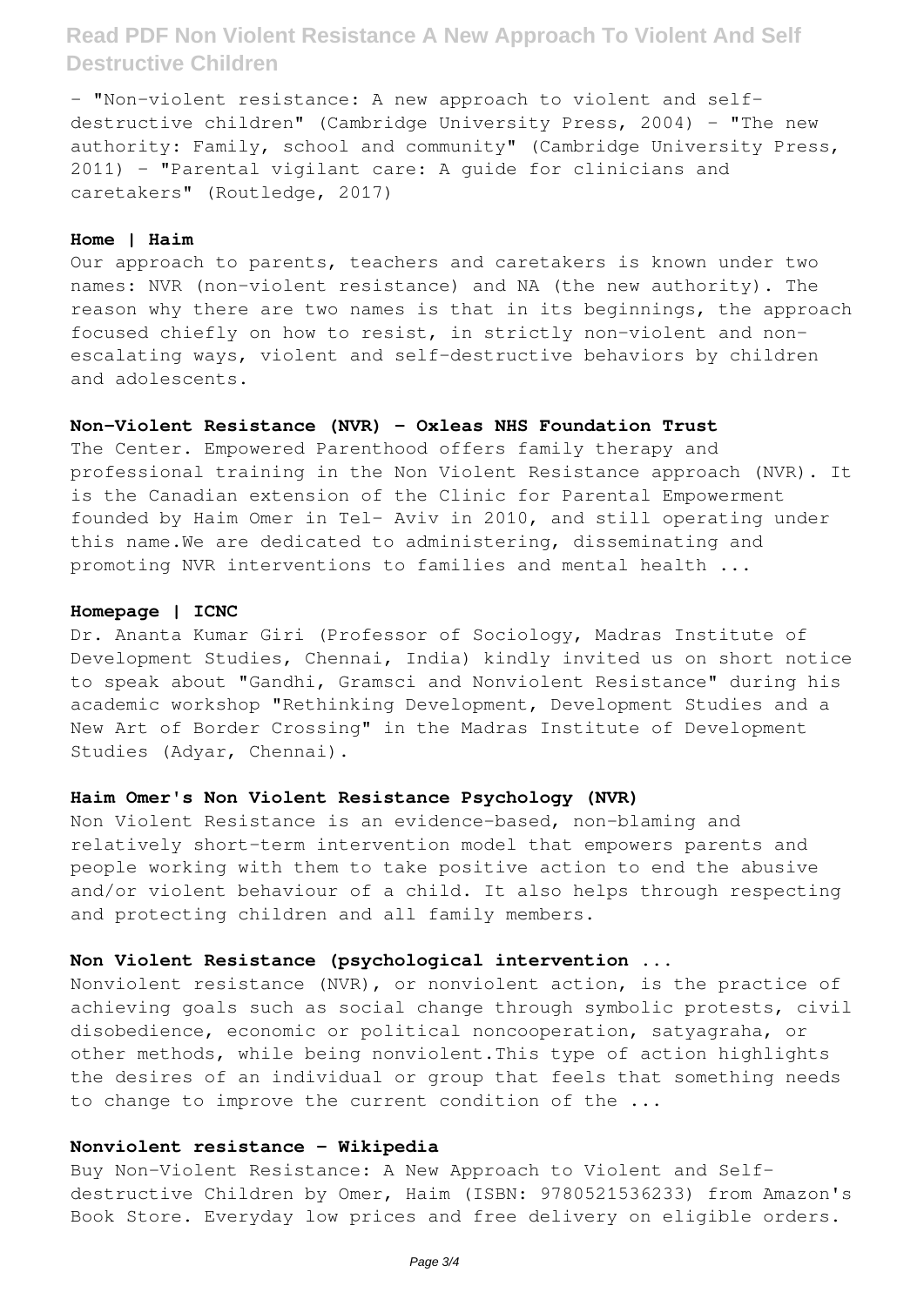- "Non-violent resistance: A new approach to violent and self-destructive children" (Cambridge University Press, 2004) - "The new authority: Family, school and community" (Cambridge University Press, 2011) - "Parental vigilant care: A guide for clinicians and caretakers" (Routledge, 2017)

**Home | Haim**

Our approach to parents, teachers and caretakers is known under two names: NVR (non-violent resistance) and NA (the new authority). The reason why there are two names is that in its beginnings, the approach focused chiefly on how to resist, in strictly non-violent and non-escalating ways, violent and self-destructive behaviors by children and adolescents.

**Non-Violent Resistance (NVR) - Oxleas NHS Foundation Trust**

The Center. Empowered Parenthood offers family therapy and professional training in the Non Violent Resistance approach (NVR). It is the Canadian extension of the Clinic for Parental Empowerment founded by Haim Omer in Tel- Aviv in 2010, and still operating under this name.We are dedicated to administering, disseminating and promoting NVR interventions to families and mental health ...

**Homepage | ICNC**

Dr. Ananta Kumar Giri (Professor of Sociology, Madras Institute of Development Studies, Chennai, India) kindly invited us on short notice to speak about "Gandhi, Gramsci and Nonviolent Resistance" during his academic workshop "Rethinking Development, Development Studies and a New Art of Border Crossing" in the Madras Institute of Development Studies (Adyar, Chennai).

**Haim Omer's Non Violent Resistance Psychology (NVR)**

Non Violent Resistance is an evidence-based, non-blaming and relatively short-term intervention model that empowers parents and people working with them to take positive action to end the abusive and/or violent behaviour of a child. It also helps through respecting and protecting children and all family members.

**Non Violent Resistance (psychological intervention ...**

Nonviolent resistance (NVR), or nonviolent action, is the practice of achieving goals such as social change through symbolic protests, civil disobedience, economic or political noncooperation, satyagraha, or other methods, while being nonviolent.This type of action highlights the desires of an individual or group that feels that something needs to change to improve the current condition of the ...

**Nonviolent resistance - Wikipedia**

Buy Non-Violent Resistance: A New Approach to Violent and Self-destructive Children by Omer, Haim (ISBN: 9780521536233) from Amazon's Book Store. Everyday low prices and free delivery on eligible orders.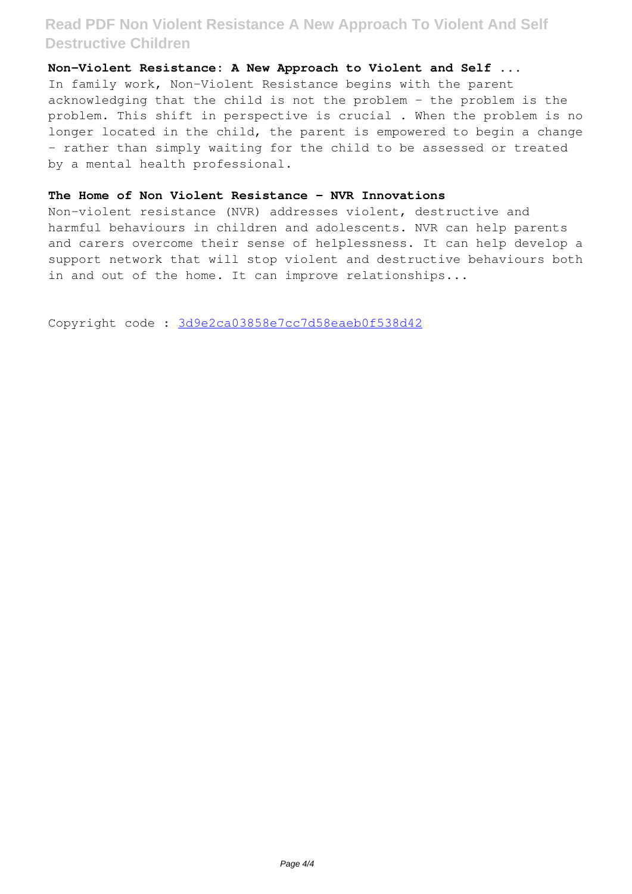**Non-Violent Resistance: A New Approach to Violent and Self ...**

In family work, Non-Violent Resistance begins with the parent acknowledging that the child is not the problem – the problem is the problem. This shift in perspective is crucial . When the problem is no longer located in the child, the parent is empowered to begin a change – rather than simply waiting for the child to be assessed or treated by a mental health professional.

**The Home of Non Violent Resistance - NVR Innovations**

Non-violent resistance (NVR) addresses violent, destructive and harmful behaviours in children and adolescents. NVR can help parents and carers overcome their sense of helplessness. It can help develop a support network that will stop violent and destructive behaviours both in and out of the home. It can improve relationships...

Copyright code : 3d9e2ca03858e7cc7d58eaeb0f538d42